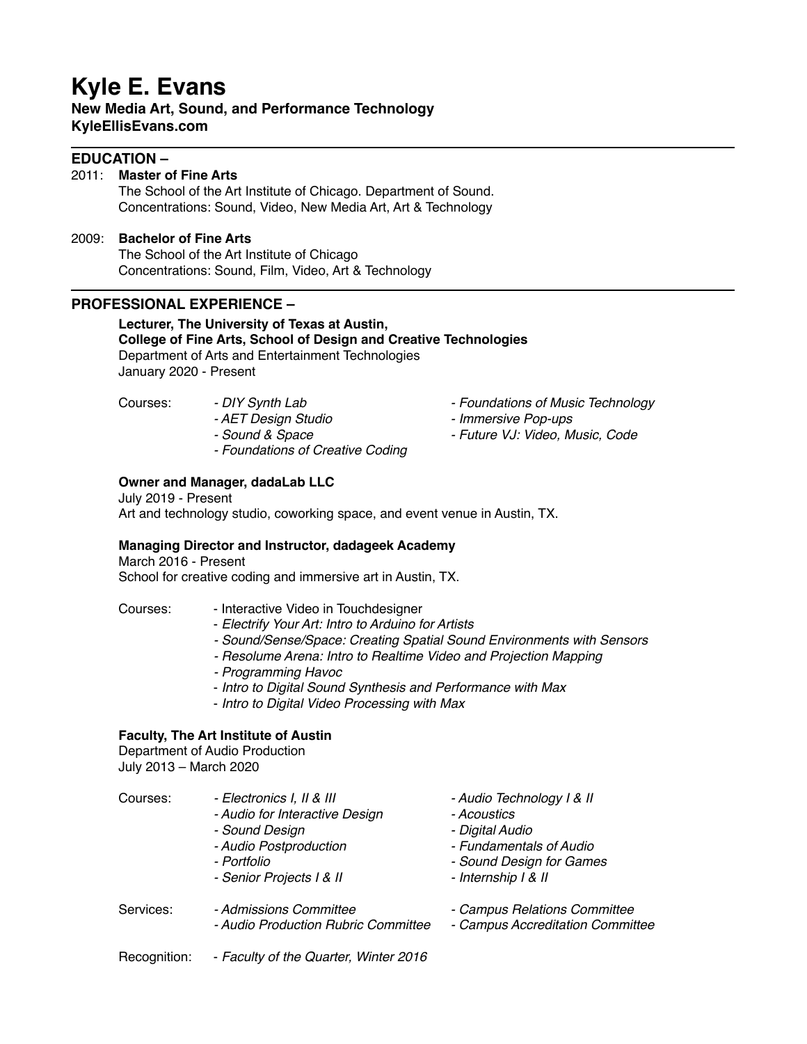# Kyle E. Evans

**New Media Art, Sound, and Performance Technology**
**KyleEllisEvans.com**

---

## EDUCATION –

2011: **Master of Fine Arts**
The School of the Art Institute of Chicago. Department of Sound.
Concentrations: Sound, Video, New Media Art, Art & Technology

2009: **Bachelor of Fine Arts**
The School of the Art Institute of Chicago
Concentrations: Sound, Film, Video, Art & Technology

---

## PROFESSIONAL EXPERIENCE –

**Lecturer, The University of Texas at Austin,**
**College of Fine Arts, School of Design and Creative Technologies**
Department of Arts and Entertainment Technologies
January 2020 - Present

Courses:
- *DIY Synth Lab*
- *AET Design Studio*
- *Sound & Space*
- *Foundations of Creative Coding*
- *Foundations of Music Technology*
- *Immersive Pop-ups*
- *Future VJ: Video, Music, Code*

**Owner and Manager, dadaLab LLC**
July 2019 - Present
Art and technology studio, coworking space, and event venue in Austin, TX.

**Managing Director and Instructor, dadageek Academy**
March 2016 - Present
School for creative coding and immersive art in Austin, TX.

Courses:
- Interactive Video in Touchdesigner
- *Electrify Your Art: Intro to Arduino for Artists*
- *Sound/Sense/Space: Creating Spatial Sound Environments with Sensors*
- *Resolume Arena: Intro to Realtime Video and Projection Mapping*
- *Programming Havoc*
- *Intro to Digital Sound Synthesis and Performance with Max*
- *Intro to Digital Video Processing with Max*

**Faculty, The Art Institute of Austin**
Department of Audio Production
July 2013 – March 2020

Courses:
- *Electronics I, II & III*
- *Audio for Interactive Design*
- *Sound Design*
- *Audio Postproduction*
- *Portfolio*
- *Senior Projects I & II*
- *Audio Technology I & II*
- *Acoustics*
- *Digital Audio*
- *Fundamentals of Audio*
- *Sound Design for Games*
- *Internship I & II*

Services:
- *Admissions Committee*
- *Audio Production Rubric Committee*
- *Campus Relations Committee*
- *Campus Accreditation Committee*

Recognition:
- *Faculty of the Quarter, Winter 2016*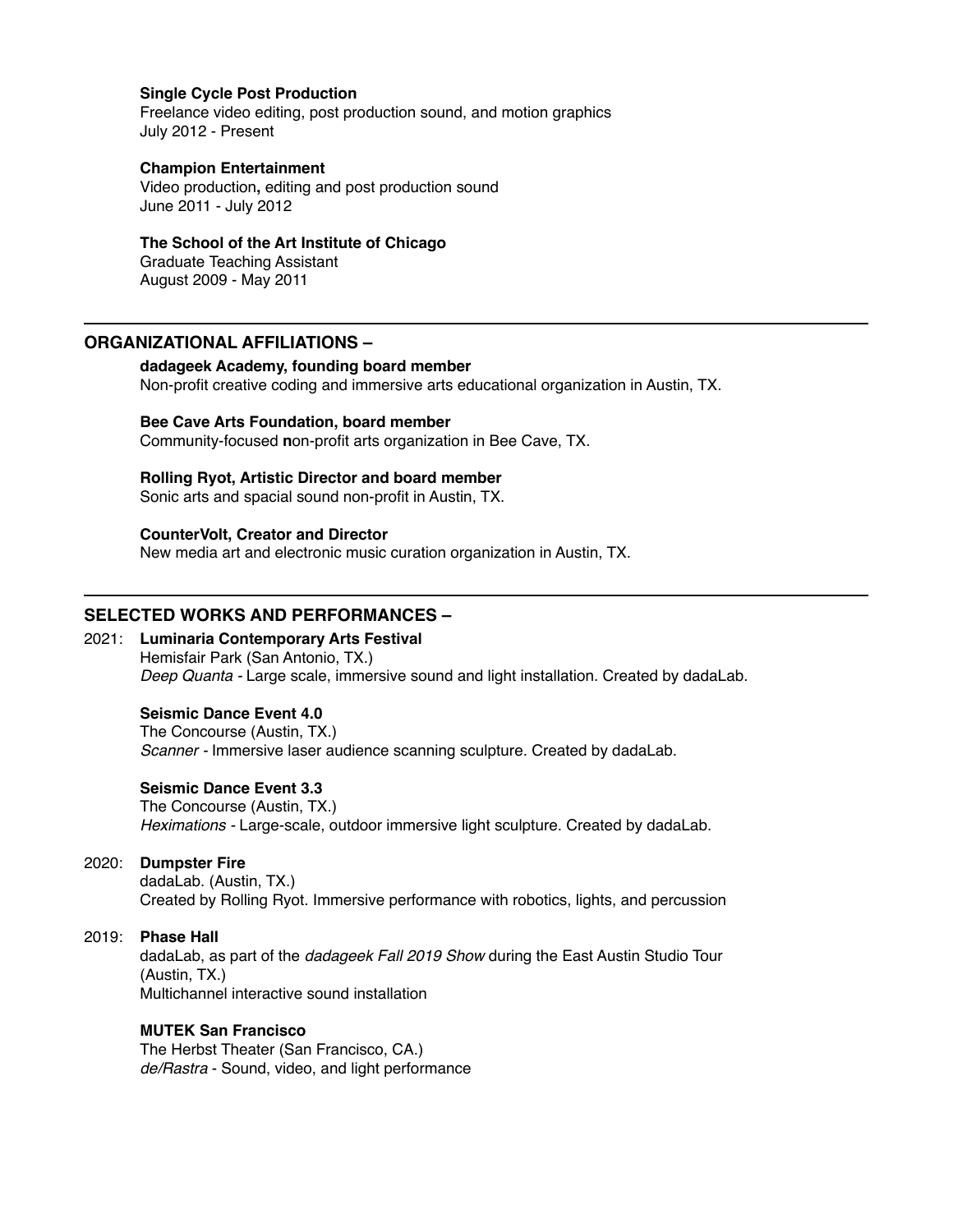**Single Cycle Post Production**
Freelance video editing, post production sound, and motion graphics
July 2012 - Present

**Champion Entertainment**
Video production**,** editing and post production sound
June 2011 - July 2012

**The School of the Art Institute of Chicago**
Graduate Teaching Assistant
August 2009 - May 2011

---

## ORGANIZATIONAL AFFILIATIONS –

**dadageek Academy, founding board member**
Non-profit creative coding and immersive arts educational organization in Austin, TX.

**Bee Cave Arts Foundation, board member**
Community-focused **n**on-profit arts organization in Bee Cave, TX.

**Rolling Ryot, Artistic Director and board member**
Sonic arts and spacial sound non-profit in Austin, TX.

**CounterVolt, Creator and Director**
New media art and electronic music curation organization in Austin, TX.

---

## SELECTED WORKS AND PERFORMANCES –

2021: **Luminaria Contemporary Arts Festival**
Hemisfair Park (San Antonio, TX.)
*Deep Quanta* - Large scale, immersive sound and light installation. Created by dadaLab.

**Seismic Dance Event 4.0**
The Concourse (Austin, TX.)
*Scanner* - Immersive laser audience scanning sculpture. Created by dadaLab.

**Seismic Dance Event 3.3**
The Concourse (Austin, TX.)
*Heximations* - Large-scale, outdoor immersive light sculpture. Created by dadaLab.

2020: **Dumpster Fire**
dadaLab. (Austin, TX.)
Created by Rolling Ryot. Immersive performance with robotics, lights, and percussion

2019: **Phase Hall**
dadaLab, as part of the *dadageek Fall 2019 Show* during the East Austin Studio Tour (Austin, TX.)
Multichannel interactive sound installation

**MUTEK San Francisco**
The Herbst Theater (San Francisco, CA.)
*de/Rastra* - Sound, video, and light performance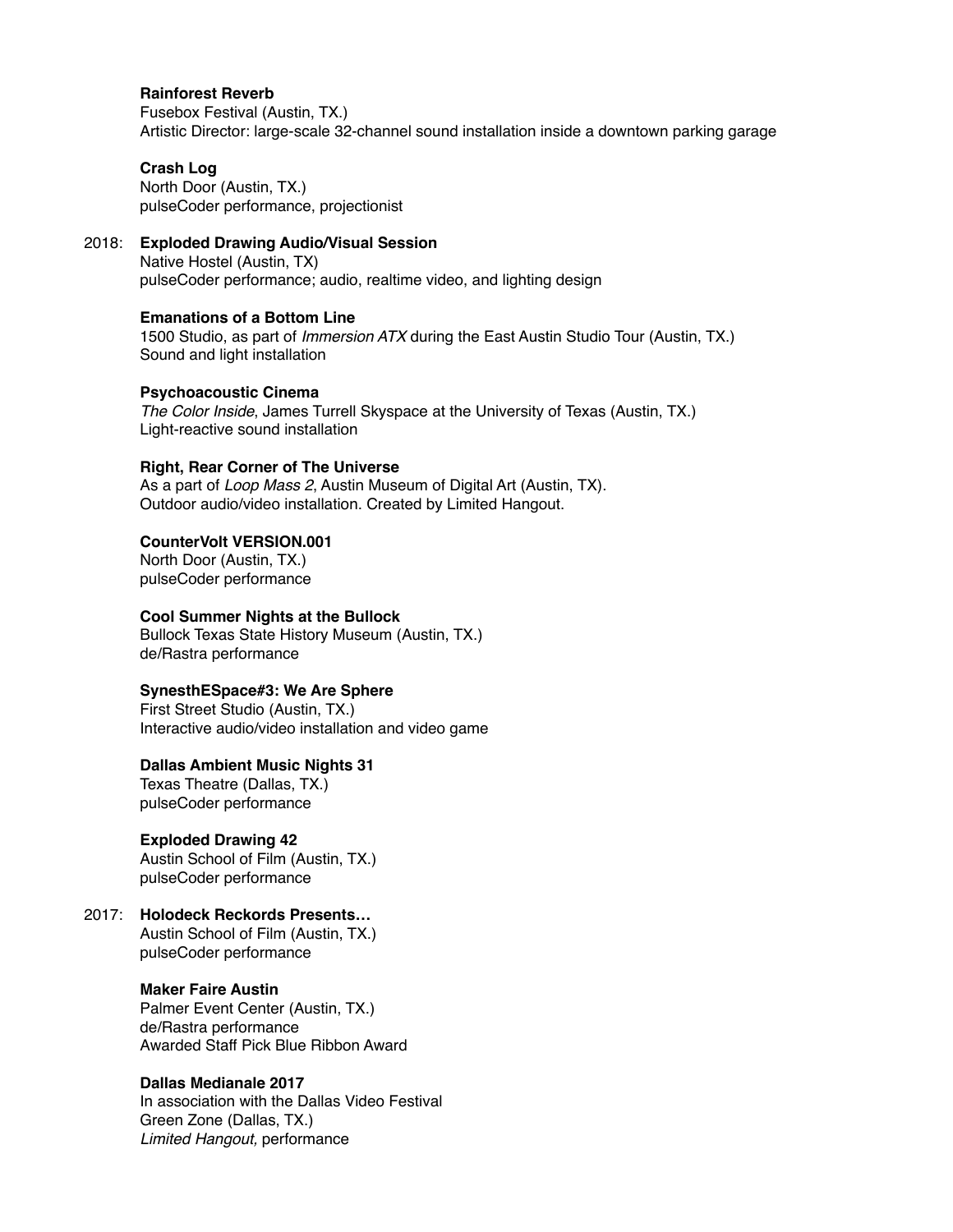**Rainforest Reverb**
Fusebox Festival (Austin, TX.)
Artistic Director: large-scale 32-channel sound installation inside a downtown parking garage

**Crash Log**
North Door (Austin, TX.)
pulseCoder performance, projectionist

2018: **Exploded Drawing Audio/Visual Session**
Native Hostel (Austin, TX)
pulseCoder performance; audio, realtime video, and lighting design

**Emanations of a Bottom Line**
1500 Studio, as part of *Immersion ATX* during the East Austin Studio Tour (Austin, TX.)
Sound and light installation

**Psychoacoustic Cinema**
*The Color Inside*, James Turrell Skyspace at the University of Texas (Austin, TX.)
Light-reactive sound installation

**Right, Rear Corner of The Universe**
As a part of *Loop Mass 2*, Austin Museum of Digital Art (Austin, TX).
Outdoor audio/video installation. Created by Limited Hangout.

**CounterVolt VERSION.001**
North Door (Austin, TX.)
pulseCoder performance

**Cool Summer Nights at the Bullock**
Bullock Texas State History Museum (Austin, TX.)
de/Rastra performance

**SynesthESpace#3: We Are Sphere**
First Street Studio (Austin, TX.)
Interactive audio/video installation and video game

**Dallas Ambient Music Nights 31**
Texas Theatre (Dallas, TX.)
pulseCoder performance

**Exploded Drawing 42**
Austin School of Film (Austin, TX.)
pulseCoder performance

2017: **Holodeck Reckords Presents…**
Austin School of Film (Austin, TX.)
pulseCoder performance

**Maker Faire Austin**
Palmer Event Center (Austin, TX.)
de/Rastra performance
Awarded Staff Pick Blue Ribbon Award

**Dallas Medianale 2017**
In association with the Dallas Video Festival
Green Zone (Dallas, TX.)
*Limited Hangout,* performance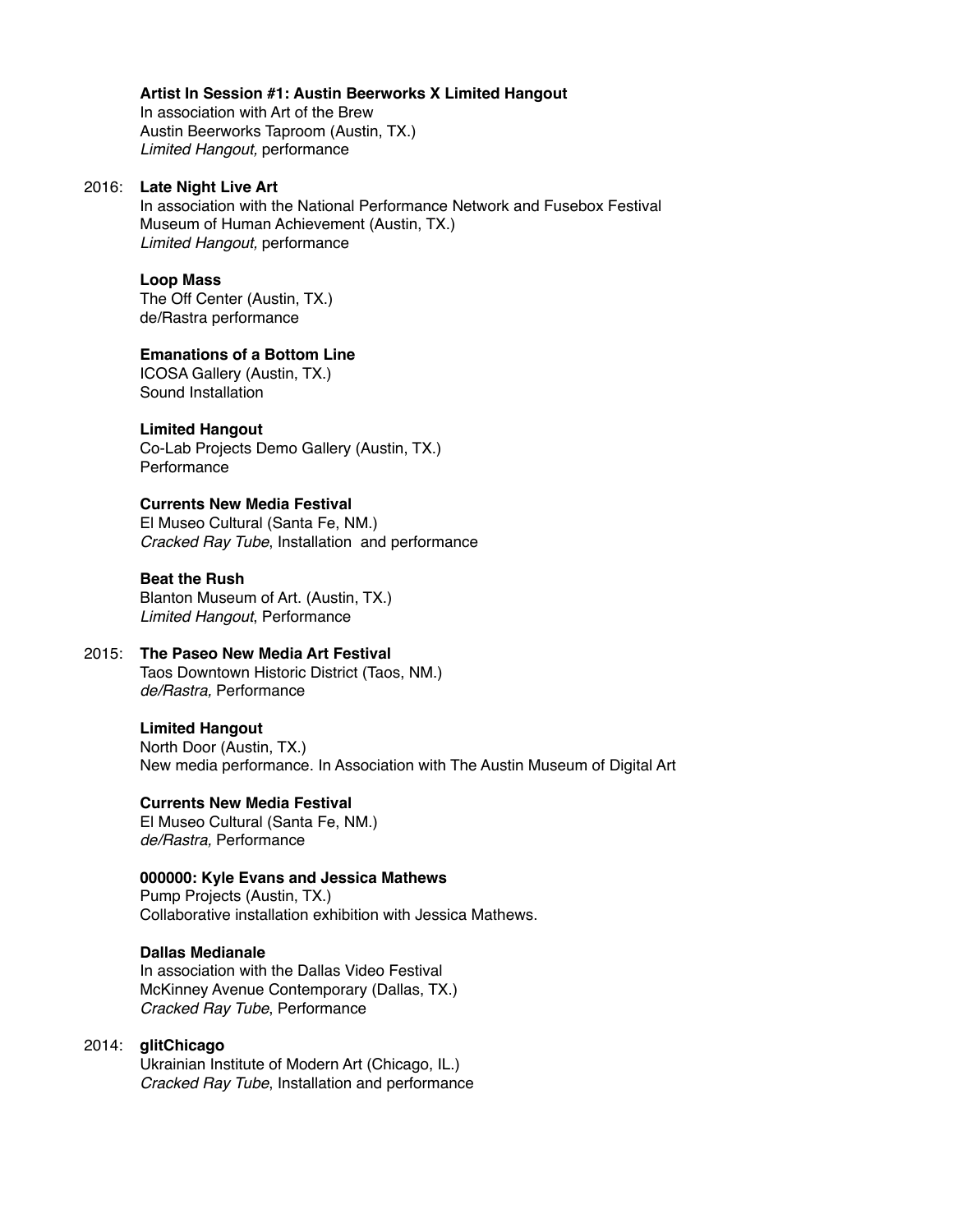**Artist In Session #1: Austin Beerworks X Limited Hangout**
In association with Art of the Brew
Austin Beerworks Taproom (Austin, TX.)
*Limited Hangout,* performance

2016: **Late Night Live Art**
In association with the National Performance Network and Fusebox Festival
Museum of Human Achievement (Austin, TX.)
*Limited Hangout,* performance

**Loop Mass**
The Off Center (Austin, TX.)
de/Rastra performance

**Emanations of a Bottom Line**
ICOSA Gallery (Austin, TX.)
Sound Installation

**Limited Hangout**
Co-Lab Projects Demo Gallery (Austin, TX.)
Performance

**Currents New Media Festival**
El Museo Cultural (Santa Fe, NM.)
*Cracked Ray Tube*, Installation and performance

**Beat the Rush**
Blanton Museum of Art. (Austin, TX.)
*Limited Hangout*, Performance

2015: **The Paseo New Media Art Festival**
Taos Downtown Historic District (Taos, NM.)
*de/Rastra,* Performance

**Limited Hangout**
North Door (Austin, TX.)
New media performance. In Association with The Austin Museum of Digital Art

**Currents New Media Festival**
El Museo Cultural (Santa Fe, NM.)
*de/Rastra,* Performance

**000000: Kyle Evans and Jessica Mathews**
Pump Projects (Austin, TX.)
Collaborative installation exhibition with Jessica Mathews.

**Dallas Medianale**
In association with the Dallas Video Festival
McKinney Avenue Contemporary (Dallas, TX.)
*Cracked Ray Tube*, Performance

2014: **glitChicago**
Ukrainian Institute of Modern Art (Chicago, IL.)
*Cracked Ray Tube*, Installation and performance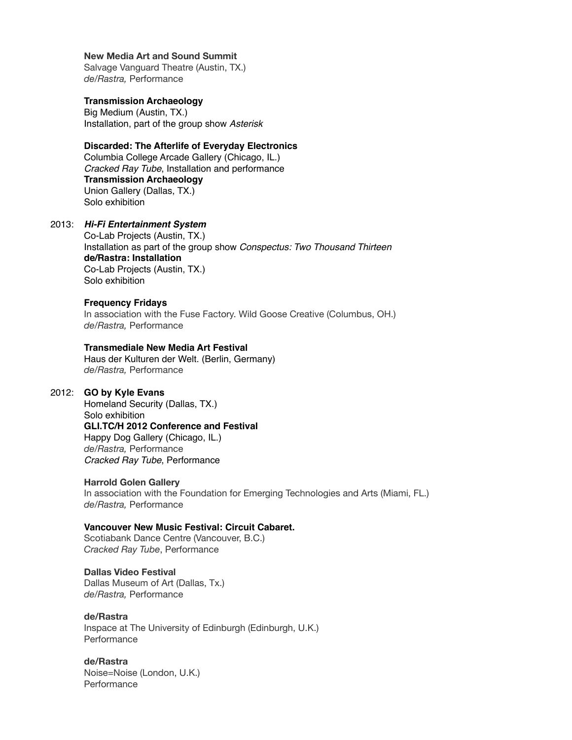**New Media Art and Sound Summit**
Salvage Vanguard Theatre (Austin, TX.)
*de/Rastra,* Performance

**Transmission Archaeology**
Big Medium (Austin, TX.)
Installation, part of the group show *Asterisk*

**Discarded: The Afterlife of Everyday Electronics**
Columbia College Arcade Gallery (Chicago, IL.)
*Cracked Ray Tube*, Installation and performance
**Transmission Archaeology**
Union Gallery (Dallas, TX.)
Solo exhibition

2013: ***Hi-Fi Entertainment System***
Co-Lab Projects (Austin, TX.)
Installation as part of the group show *Conspectus: Two Thousand Thirteen*
**de/Rastra: Installation**
Co-Lab Projects (Austin, TX.)
Solo exhibition

**Frequency Fridays**
In association with the Fuse Factory. Wild Goose Creative (Columbus, OH.)
*de/Rastra,* Performance

**Transmediale New Media Art Festival**
Haus der Kulturen der Welt. (Berlin, Germany)
*de/Rastra,* Performance

2012: **GO by Kyle Evans**
Homeland Security (Dallas, TX.)
Solo exhibition
**GLI.TC/H 2012 Conference and Festival**
Happy Dog Gallery (Chicago, IL.)
*de/Rastra,* Performance
*Cracked Ray Tube*, Performance

**Harrold Golen Gallery**
In association with the Foundation for Emerging Technologies and Arts (Miami, FL.)
*de/Rastra,* Performance

**Vancouver New Music Festival: Circuit Cabaret.**
Scotiabank Dance Centre (Vancouver, B.C.)
*Cracked Ray Tube*, Performance

**Dallas Video Festival**
Dallas Museum of Art (Dallas, Tx.)
*de/Rastra,* Performance

**de/Rastra**
Inspace at The University of Edinburgh (Edinburgh, U.K.)
Performance

**de/Rastra**
Noise=Noise (London, U.K.)
Performance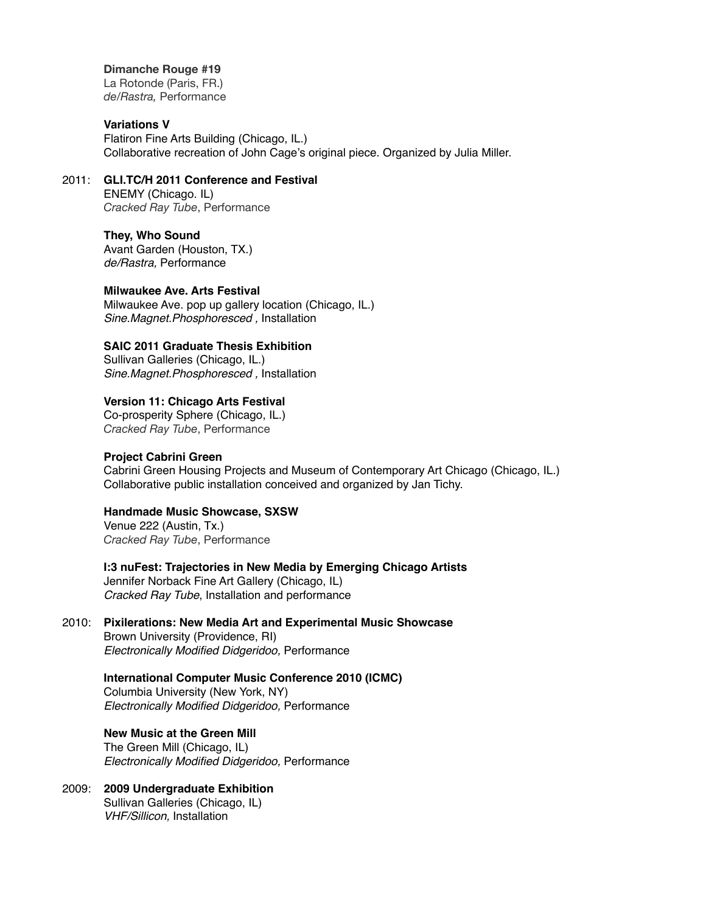**Dimanche Rouge #19**
La Rotonde (Paris, FR.)
*de/Rastra,* Performance

**Variations V**
Flatiron Fine Arts Building (Chicago, IL.)
Collaborative recreation of John Cage's original piece. Organized by Julia Miller.

2011: **GLI.TC/H 2011 Conference and Festival**
ENEMY (Chicago. IL)
*Cracked Ray Tube*, Performance

**They, Who Sound**
Avant Garden (Houston, TX.)
*de/Rastra,* Performance

**Milwaukee Ave. Arts Festival**
Milwaukee Ave. pop up gallery location (Chicago, IL.)
*Sine.Magnet.Phosphoresced ,* Installation

**SAIC 2011 Graduate Thesis Exhibition**
Sullivan Galleries (Chicago, IL.)
*Sine.Magnet.Phosphoresced ,* Installation

**Version 11: Chicago Arts Festival**
Co-prosperity Sphere (Chicago, IL.)
*Cracked Ray Tube*, Performance

**Project Cabrini Green**
Cabrini Green Housing Projects and Museum of Contemporary Art Chicago (Chicago, IL.)
Collaborative public installation conceived and organized by Jan Tichy.

**Handmade Music Showcase, SXSW**
Venue 222 (Austin, Tx.)
*Cracked Ray Tube*, Performance

**I:3 nuFest: Trajectories in New Media by Emerging Chicago Artists**
Jennifer Norback Fine Art Gallery (Chicago, IL)
*Cracked Ray Tube*, Installation and performance

2010: **Pixilerations: New Media Art and Experimental Music Showcase**
Brown University (Providence, RI)
*Electronically Modified Didgeridoo,* Performance

**International Computer Music Conference 2010 (ICMC)**
Columbia University (New York, NY)
*Electronically Modified Didgeridoo,* Performance

**New Music at the Green Mill**
The Green Mill (Chicago, IL)
*Electronically Modified Didgeridoo,* Performance

2009: **2009 Undergraduate Exhibition**
Sullivan Galleries (Chicago, IL)
*VHF/Sillicon,* Installation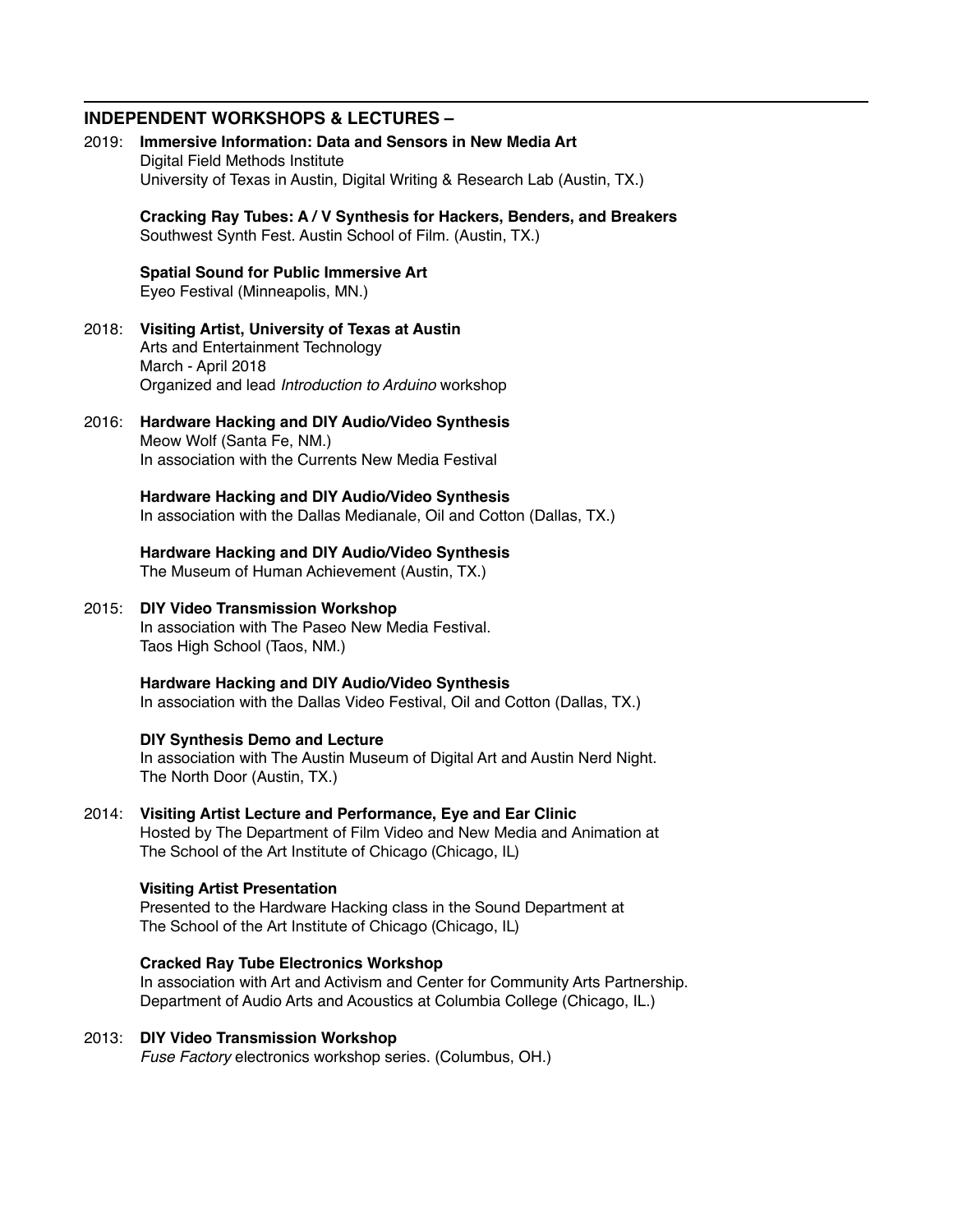## INDEPENDENT WORKSHOPS & LECTURES –

2019: **Immersive Information: Data and Sensors in New Media Art**
Digital Field Methods Institute
University of Texas in Austin, Digital Writing & Research Lab (Austin, TX.)

**Cracking Ray Tubes: A / V Synthesis for Hackers, Benders, and Breakers**
Southwest Synth Fest. Austin School of Film. (Austin, TX.)

**Spatial Sound for Public Immersive Art**
Eyeo Festival (Minneapolis, MN.)

2018: **Visiting Artist, University of Texas at Austin**
Arts and Entertainment Technology
March - April 2018
Organized and lead *Introduction to Arduino* workshop

2016: **Hardware Hacking and DIY Audio/Video Synthesis**
Meow Wolf (Santa Fe, NM.)
In association with the Currents New Media Festival

**Hardware Hacking and DIY Audio/Video Synthesis**
In association with the Dallas Medianale, Oil and Cotton (Dallas, TX.)

**Hardware Hacking and DIY Audio/Video Synthesis**
The Museum of Human Achievement (Austin, TX.)

2015: **DIY Video Transmission Workshop**
In association with The Paseo New Media Festival.
Taos High School (Taos, NM.)

**Hardware Hacking and DIY Audio/Video Synthesis**
In association with the Dallas Video Festival, Oil and Cotton (Dallas, TX.)

**DIY Synthesis Demo and Lecture**
In association with The Austin Museum of Digital Art and Austin Nerd Night.
The North Door (Austin, TX.)

2014: **Visiting Artist Lecture and Performance, Eye and Ear Clinic**
Hosted by The Department of Film Video and New Media and Animation at
The School of the Art Institute of Chicago (Chicago, IL)

**Visiting Artist Presentation**
Presented to the Hardware Hacking class in the Sound Department at
The School of the Art Institute of Chicago (Chicago, IL)

**Cracked Ray Tube Electronics Workshop**
In association with Art and Activism and Center for Community Arts Partnership.
Department of Audio Arts and Acoustics at Columbia College (Chicago, IL.)

2013: **DIY Video Transmission Workshop**
*Fuse Factory* electronics workshop series. (Columbus, OH.)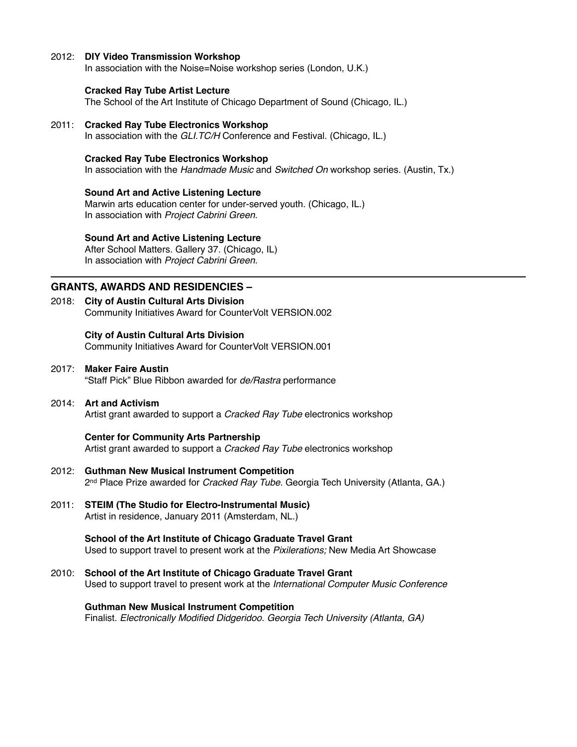2012: **DIY Video Transmission Workshop**
In association with the Noise=Noise workshop series (London, U.K.)

**Cracked Ray Tube Artist Lecture**
The School of the Art Institute of Chicago Department of Sound (Chicago, IL.)

2011: **Cracked Ray Tube Electronics Workshop**
In association with the *GLI.TC/H* Conference and Festival. (Chicago, IL.)

**Cracked Ray Tube Electronics Workshop**
In association with the *Handmade Music* and *Switched On* workshop series. (Austin, Tx.)

**Sound Art and Active Listening Lecture**
Marwin arts education center for under-served youth. (Chicago, IL.)
In association with *Project Cabrini Green.*

**Sound Art and Active Listening Lecture**
After School Matters. Gallery 37. (Chicago, IL)
In association with *Project Cabrini Green.*

---

## GRANTS, AWARDS AND RESIDENCIES –

2018: **City of Austin Cultural Arts Division**
Community Initiatives Award for CounterVolt VERSION.002

**City of Austin Cultural Arts Division**
Community Initiatives Award for CounterVolt VERSION.001

2017: **Maker Faire Austin**
"Staff Pick" Blue Ribbon awarded for *de/Rastra* performance

2014: **Art and Activism**
Artist grant awarded to support a *Cracked Ray Tube* electronics workshop

**Center for Community Arts Partnership**
Artist grant awarded to support a *Cracked Ray Tube* electronics workshop

2012: **Guthman New Musical Instrument Competition**
2nd Place Prize awarded for *Cracked Ray Tube*. Georgia Tech University (Atlanta, GA.)

2011: **STEIM (The Studio for Electro-Instrumental Music)**
Artist in residence, January 2011 (Amsterdam, NL.)

**School of the Art Institute of Chicago Graduate Travel Grant**
Used to support travel to present work at the *Pixilerations;* New Media Art Showcase

2010: **School of the Art Institute of Chicago Graduate Travel Grant**
Used to support travel to present work at the *International Computer Music Conference*

**Guthman New Musical Instrument Competition**
Finalist. *Electronically Modified Didgeridoo. Georgia Tech University (Atlanta, GA)*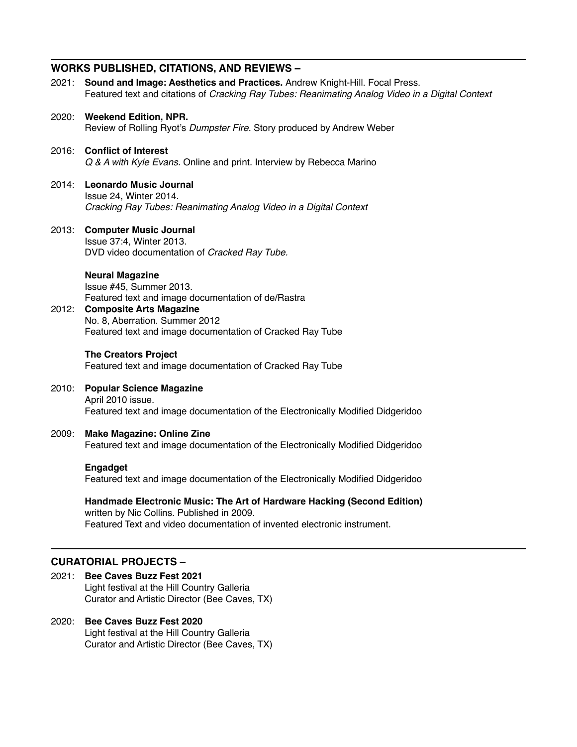## WORKS PUBLISHED, CITATIONS, AND REVIEWS –

2021: **Sound and Image: Aesthetics and Practices.** Andrew Knight-Hill. Focal Press.
Featured text and citations of *Cracking Ray Tubes: Reanimating Analog Video in a Digital Context*

2020: **Weekend Edition, NPR.**
Review of Rolling Ryot's *Dumpster Fire.* Story produced by Andrew Weber

2016: **Conflict of Interest**
*Q & A with Kyle Evans.* Online and print. Interview by Rebecca Marino

2014: **Leonardo Music Journal**
Issue 24, Winter 2014.
*Cracking Ray Tubes: Reanimating Analog Video in a Digital Context*

2013: **Computer Music Journal**
Issue 37:4, Winter 2013.
DVD video documentation of *Cracked Ray Tube.*

**Neural Magazine**
Issue #45, Summer 2013.
Featured text and image documentation of de/Rastra

2012: **Composite Arts Magazine**
No. 8, Aberration. Summer 2012
Featured text and image documentation of Cracked Ray Tube

**The Creators Project**
Featured text and image documentation of Cracked Ray Tube

2010: **Popular Science Magazine**
April 2010 issue.
Featured text and image documentation of the Electronically Modified Didgeridoo

2009: **Make Magazine: Online Zine**
Featured text and image documentation of the Electronically Modified Didgeridoo

**Engadget**
Featured text and image documentation of the Electronically Modified Didgeridoo

**Handmade Electronic Music: The Art of Hardware Hacking (Second Edition)**
written by Nic Collins. Published in 2009.
Featured Text and video documentation of invented electronic instrument.

## CURATORIAL PROJECTS –

2021: **Bee Caves Buzz Fest 2021**
Light festival at the Hill Country Galleria
Curator and Artistic Director (Bee Caves, TX)

2020: **Bee Caves Buzz Fest 2020**
Light festival at the Hill Country Galleria
Curator and Artistic Director (Bee Caves, TX)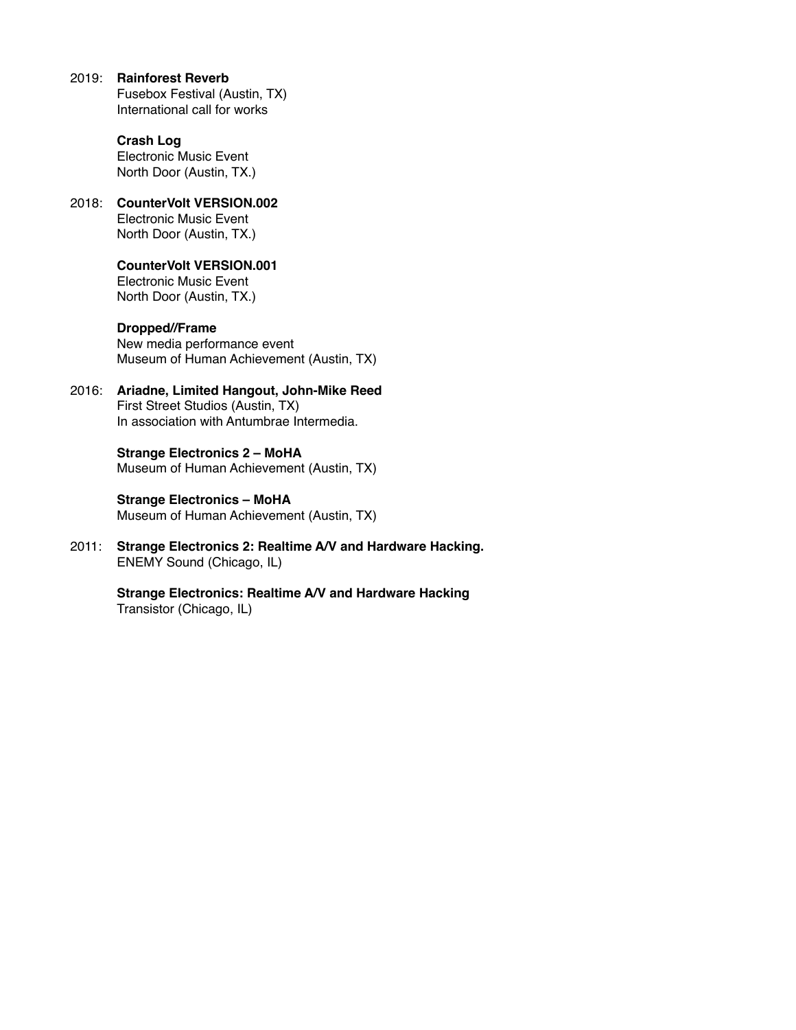2019: **Rainforest Reverb**
Fusebox Festival (Austin, TX)
International call for works

**Crash Log**
Electronic Music Event
North Door (Austin, TX.)

2018: **CounterVolt VERSION.002**
Electronic Music Event
North Door (Austin, TX.)

**CounterVolt VERSION.001**
Electronic Music Event
North Door (Austin, TX.)

**Dropped//Frame**
New media performance event
Museum of Human Achievement (Austin, TX)

2016: **Ariadne, Limited Hangout, John-Mike Reed**
First Street Studios (Austin, TX)
In association with Antumbrae Intermedia.

**Strange Electronics 2 – MoHA**
Museum of Human Achievement (Austin, TX)

**Strange Electronics – MoHA**
Museum of Human Achievement (Austin, TX)

2011: **Strange Electronics 2: Realtime A/V and Hardware Hacking.**
ENEMY Sound (Chicago, IL)

**Strange Electronics: Realtime A/V and Hardware Hacking**
Transistor (Chicago, IL)